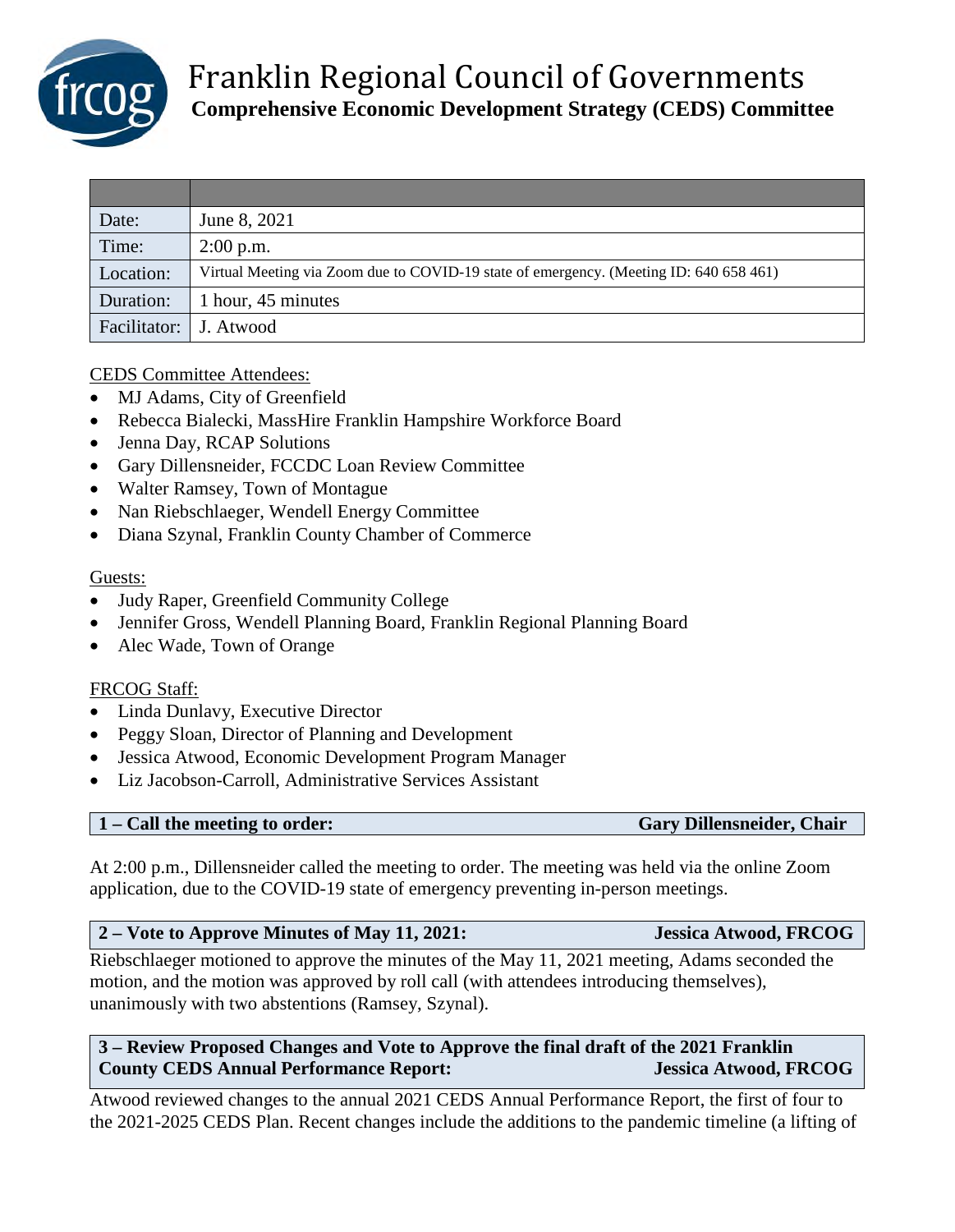# Franklin Regional Council of Governments

## Comprehensive Economic Development Strategy (CEDS) Committee

| | |
|---|---|
| Date: | June 8, 2021 |
| Time: | 2:00 p.m. |
| Location: | Virtual Meeting via Zoom due to COVID-19 state of emergency. (Meeting ID: 640 658 461) |
| Duration: | 1 hour, 45 minutes |
| Facilitator: | J. Atwood |

CEDS Committee Attendees:

- MJ Adams, City of Greenfield
- Rebecca Bialecki, MassHire Franklin Hampshire Workforce Board
- Jenna Day, RCAP Solutions
- Gary Dillensneider, FCCDC Loan Review Committee
- Walter Ramsey, Town of Montague
- Nan Riebschlaeger, Wendell Energy Committee
- Diana Szynal, Franklin County Chamber of Commerce

Guests:

- Judy Raper, Greenfield Community College
- Jennifer Gross, Wendell Planning Board, Franklin Regional Planning Board
- Alec Wade, Town of Orange

FRCOG Staff:

- Linda Dunlavy, Executive Director
- Peggy Sloan, Director of Planning and Development
- Jessica Atwood, Economic Development Program Manager
- Liz Jacobson-Carroll, Administrative Services Assistant

**1 – Call the meeting to order: Gary Dillensneider, Chair**

At 2:00 p.m., Dillensneider called the meeting to order. The meeting was held via the online Zoom application, due to the COVID-19 state of emergency preventing in-person meetings.

**2 – Vote to Approve Minutes of May 11, 2021: Jessica Atwood, FRCOG**

Riebschlaeger motioned to approve the minutes of the May 11, 2021 meeting, Adams seconded the motion, and the motion was approved by roll call (with attendees introducing themselves), unanimously with two abstentions (Ramsey, Szynal).

**3 – Review Proposed Changes and Vote to Approve the final draft of the 2021 Franklin County CEDS Annual Performance Report: Jessica Atwood, FRCOG**

Atwood reviewed changes to the annual 2021 CEDS Annual Performance Report, the first of four to the 2021-2025 CEDS Plan. Recent changes include the additions to the pandemic timeline (a lifting of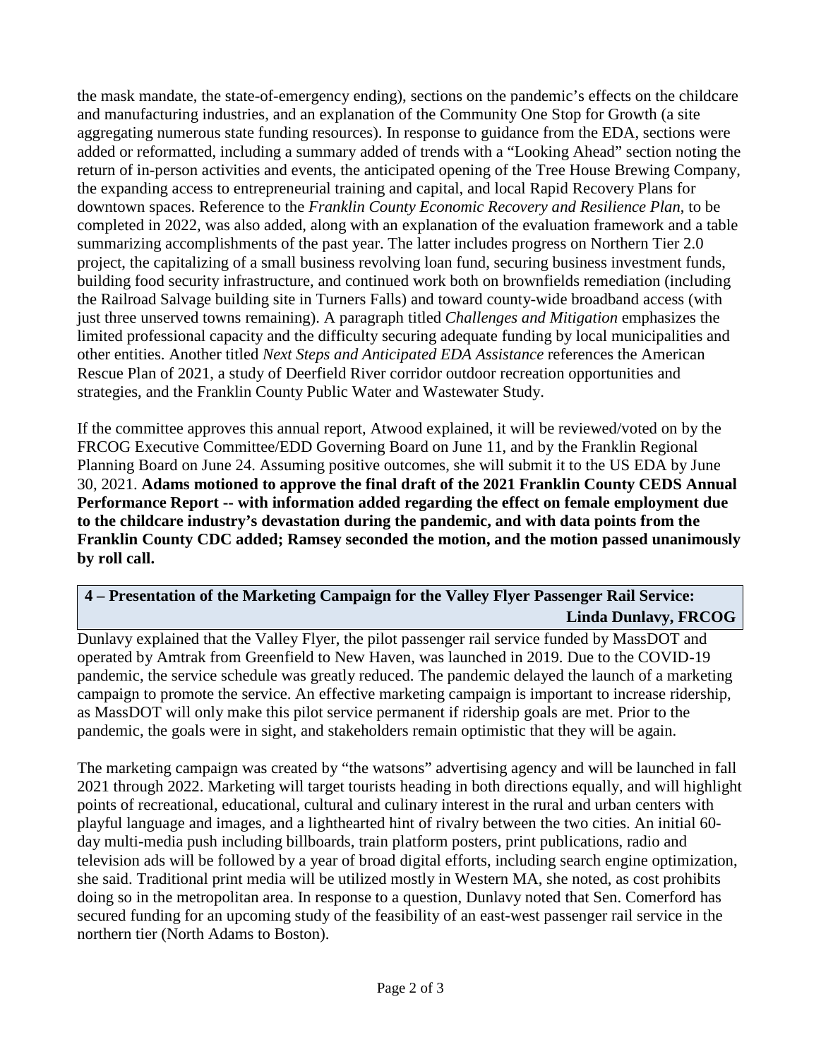the mask mandate, the state-of-emergency ending), sections on the pandemic's effects on the childcare and manufacturing industries, and an explanation of the Community One Stop for Growth (a site aggregating numerous state funding resources). In response to guidance from the EDA, sections were added or reformatted, including a summary added of trends with a "Looking Ahead" section noting the return of in-person activities and events, the anticipated opening of the Tree House Brewing Company, the expanding access to entrepreneurial training and capital, and local Rapid Recovery Plans for downtown spaces. Reference to the *Franklin County Economic Recovery and Resilience Plan*, to be completed in 2022, was also added, along with an explanation of the evaluation framework and a table summarizing accomplishments of the past year. The latter includes progress on Northern Tier 2.0 project, the capitalizing of a small business revolving loan fund, securing business investment funds, building food security infrastructure, and continued work both on brownfields remediation (including the Railroad Salvage building site in Turners Falls) and toward county-wide broadband access (with just three unserved towns remaining). A paragraph titled *Challenges and Mitigation* emphasizes the limited professional capacity and the difficulty securing adequate funding by local municipalities and other entities. Another titled *Next Steps and Anticipated EDA Assistance* references the American Rescue Plan of 2021, a study of Deerfield River corridor outdoor recreation opportunities and strategies, and the Franklin County Public Water and Wastewater Study.

If the committee approves this annual report, Atwood explained, it will be reviewed/voted on by the FRCOG Executive Committee/EDD Governing Board on June 11, and by the Franklin Regional Planning Board on June 24. Assuming positive outcomes, she will submit it to the US EDA by June 30, 2021. **Adams motioned to approve the final draft of the 2021 Franklin County CEDS Annual Performance Report -- with information added regarding the effect on female employment due to the childcare industry's devastation during the pandemic, and with data points from the Franklin County CDC added; Ramsey seconded the motion, and the motion passed unanimously by roll call.**

## 4 – Presentation of the Marketing Campaign for the Valley Flyer Passenger Rail Service: Linda Dunlavy, FRCOG

Dunlavy explained that the Valley Flyer, the pilot passenger rail service funded by MassDOT and operated by Amtrak from Greenfield to New Haven, was launched in 2019. Due to the COVID-19 pandemic, the service schedule was greatly reduced. The pandemic delayed the launch of a marketing campaign to promote the service. An effective marketing campaign is important to increase ridership, as MassDOT will only make this pilot service permanent if ridership goals are met. Prior to the pandemic, the goals were in sight, and stakeholders remain optimistic that they will be again.

The marketing campaign was created by "the watsons" advertising agency and will be launched in fall 2021 through 2022. Marketing will target tourists heading in both directions equally, and will highlight points of recreational, educational, cultural and culinary interest in the rural and urban centers with playful language and images, and a lighthearted hint of rivalry between the two cities. An initial 60-day multi-media push including billboards, train platform posters, print publications, radio and television ads will be followed by a year of broad digital efforts, including search engine optimization, she said. Traditional print media will be utilized mostly in Western MA, she noted, as cost prohibits doing so in the metropolitan area. In response to a question, Dunlavy noted that Sen. Comerford has secured funding for an upcoming study of the feasibility of an east-west passenger rail service in the northern tier (North Adams to Boston).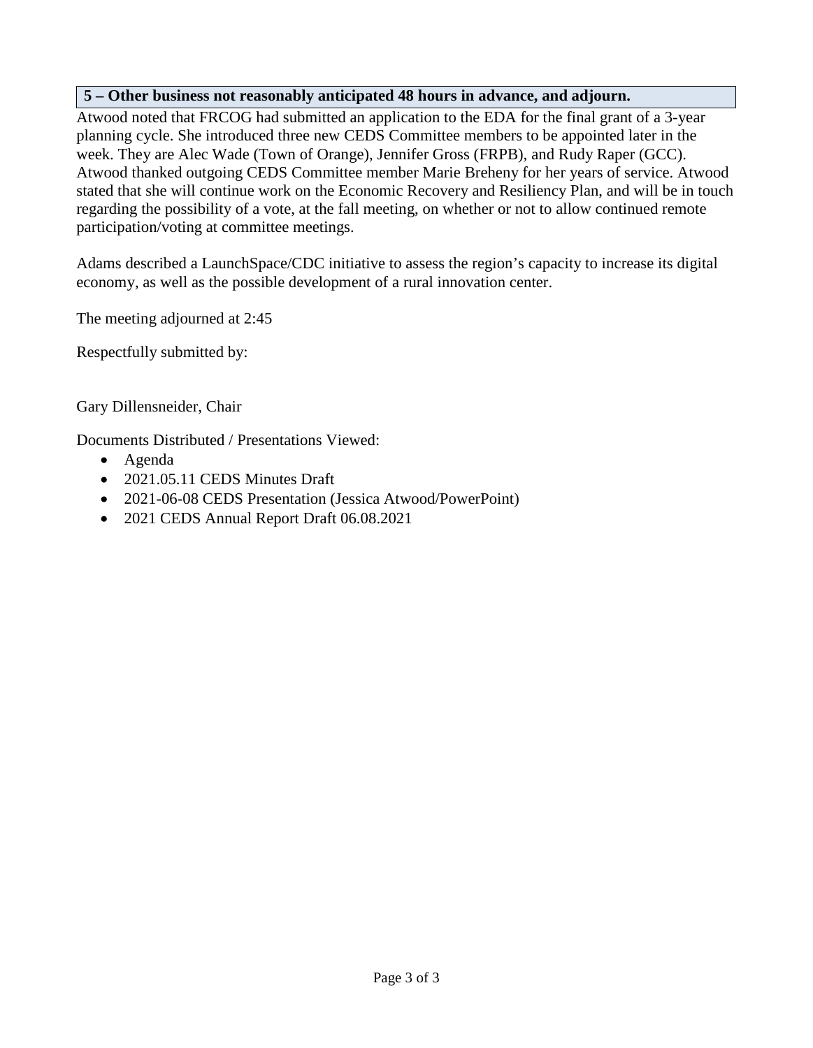### 5 – Other business not reasonably anticipated 48 hours in advance, and adjourn.

Atwood noted that FRCOG had submitted an application to the EDA for the final grant of a 3-year planning cycle. She introduced three new CEDS Committee members to be appointed later in the week. They are Alec Wade (Town of Orange), Jennifer Gross (FRPB), and Rudy Raper (GCC). Atwood thanked outgoing CEDS Committee member Marie Breheny for her years of service. Atwood stated that she will continue work on the Economic Recovery and Resiliency Plan, and will be in touch regarding the possibility of a vote, at the fall meeting, on whether or not to allow continued remote participation/voting at committee meetings.

Adams described a LaunchSpace/CDC initiative to assess the region's capacity to increase its digital economy, as well as the possible development of a rural innovation center.

The meeting adjourned at 2:45

Respectfully submitted by:

Gary Dillensneider, Chair

Documents Distributed / Presentations Viewed:

- Agenda
- 2021.05.11 CEDS Minutes Draft
- 2021-06-08 CEDS Presentation (Jessica Atwood/PowerPoint)
- 2021 CEDS Annual Report Draft 06.08.2021